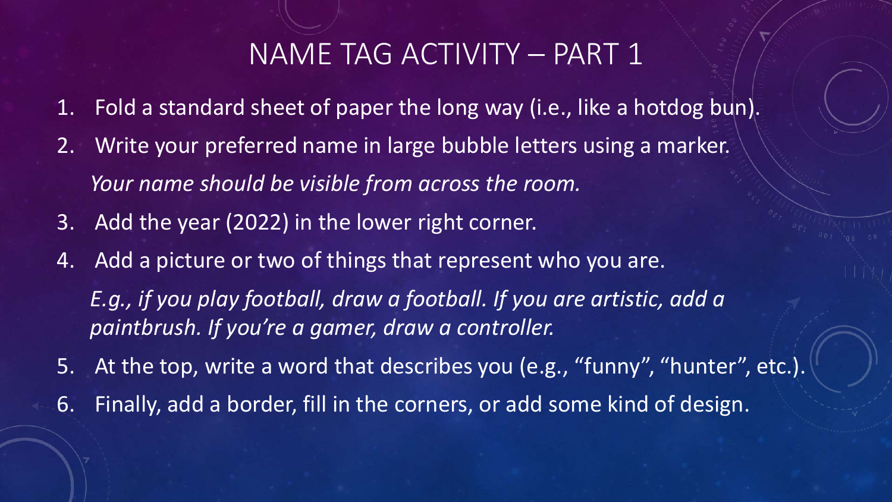# NAME TAG ACTIVITY – PART 1

1. Fold a standard sheet of paper the long way (i.e., like a hotdog bun).
2. Write your preferred name in large bubble letters using a marker.
   *Your name should be visible from across the room.*
3. Add the year (2022) in the lower right corner.
4. Add a picture or two of things that represent who you are.
   *E.g., if you play football, draw a football. If you are artistic, add a paintbrush. If you're a gamer, draw a controller.*
5. At the top, write a word that describes you (e.g., "funny", "hunter", etc.).
6. Finally, add a border, fill in the corners, or add some kind of design.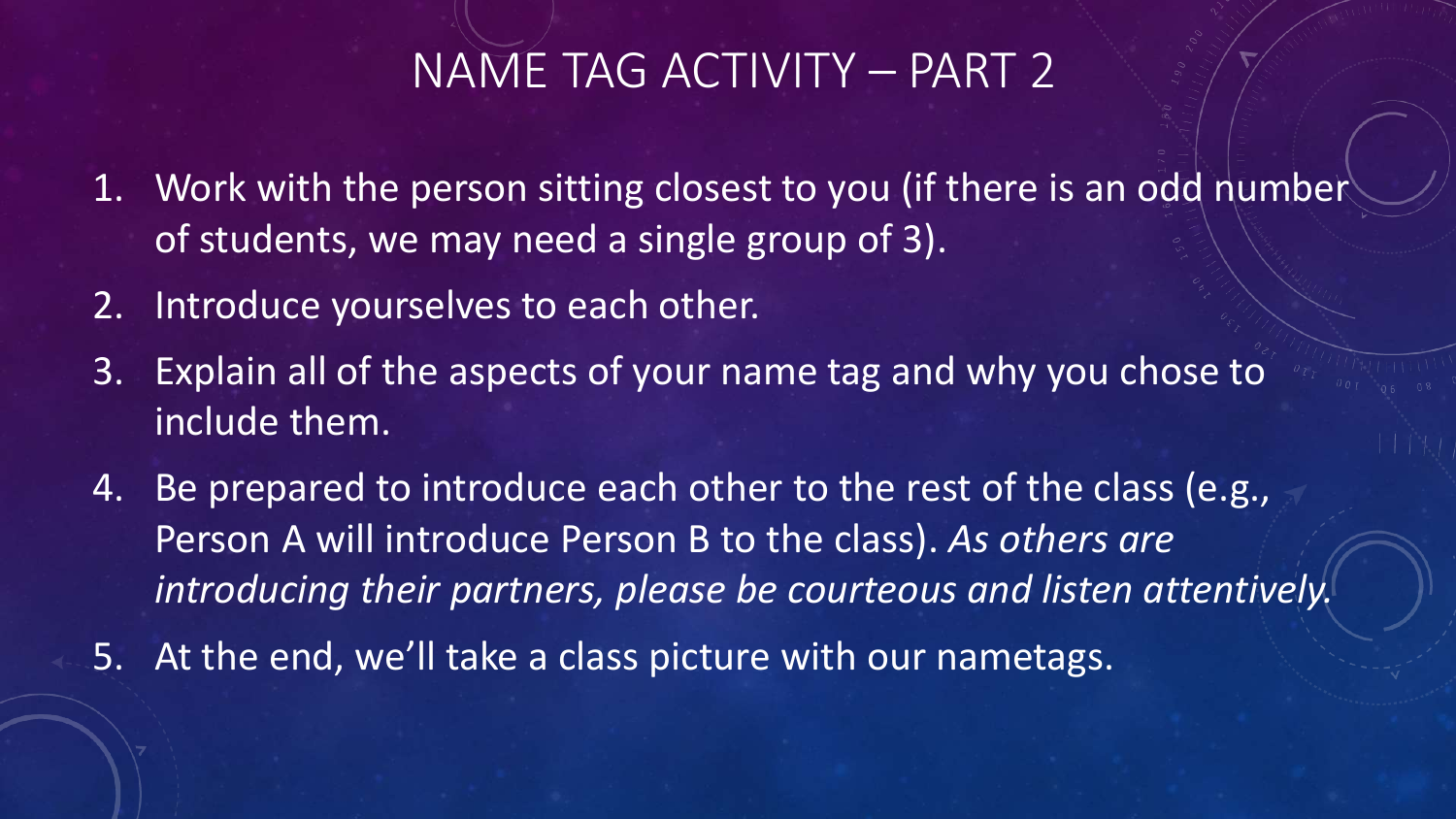# NAME TAG ACTIVITY – PART 2

1. Work with the person sitting closest to you (if there is an odd number of students, we may need a single group of 3).
2. Introduce yourselves to each other.
3. Explain all of the aspects of your name tag and why you chose to include them.
4. Be prepared to introduce each other to the rest of the class (e.g., Person A will introduce Person B to the class). *As others are introducing their partners, please be courteous and listen attentively.*
5. At the end, we'll take a class picture with our nametags.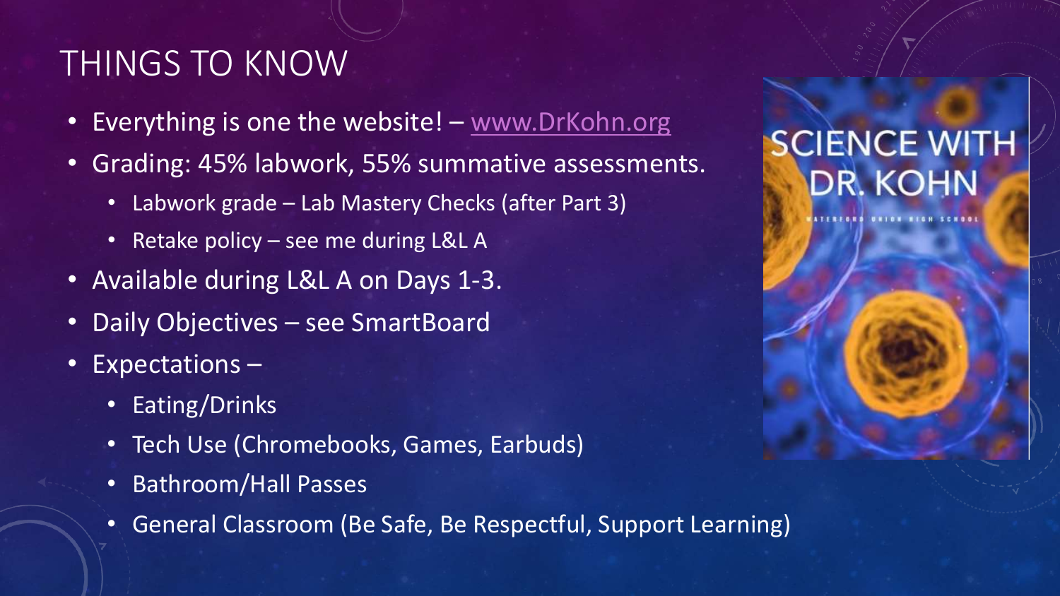# THINGS TO KNOW

- Everything is one the website! – www.DrKohn.org
- Grading: 45% labwork, 55% summative assessments.
  - Labwork grade – Lab Mastery Checks (after Part 3)
  - Retake policy – see me during L&L A
- Available during L&L A on Days 1-3.
- Daily Objectives – see SmartBoard
- Expectations –
  - Eating/Drinks
  - Tech Use (Chromebooks, Games, Earbuds)
  - Bathroom/Hall Passes
  - General Classroom (Be Safe, Be Respectful, Support Learning)

SCIENCE WITH DR. KOHN

WATERFORD UNION HIGH SCHOOL